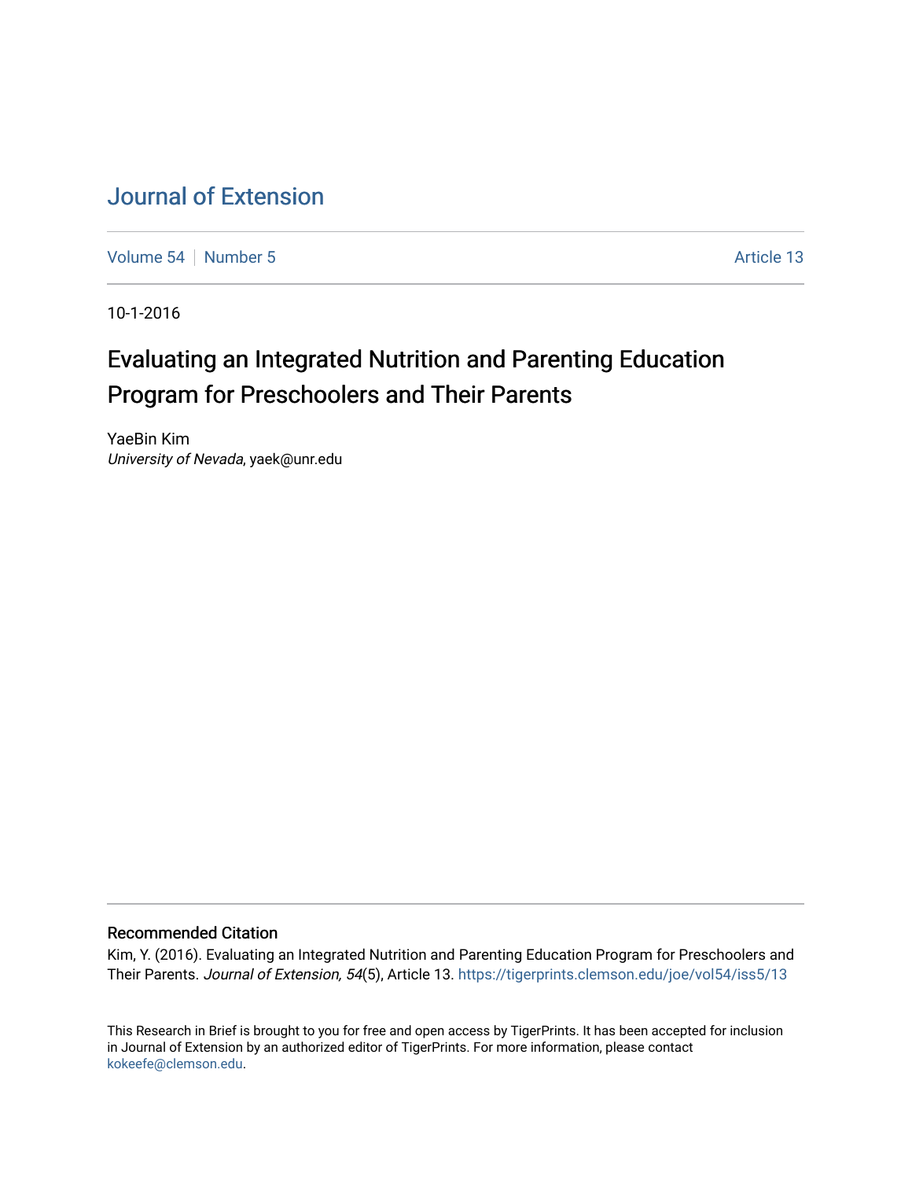# Journal of Extension

Volume 54 | Number 5 | Article 13

10-1-2016

## Evaluating an Integrated Nutrition and Parenting Education Program for Preschoolers and Their Parents

YaeBin Kim
*University of Nevada*, yaek@unr.edu

### Recommended Citation

Kim, Y. (2016). Evaluating an Integrated Nutrition and Parenting Education Program for Preschoolers and Their Parents. *Journal of Extension, 54*(5), Article 13. https://tigerprints.clemson.edu/joe/vol54/iss5/13

This Research in Brief is brought to you for free and open access by TigerPrints. It has been accepted for inclusion in Journal of Extension by an authorized editor of TigerPrints. For more information, please contact kokeefe@clemson.edu.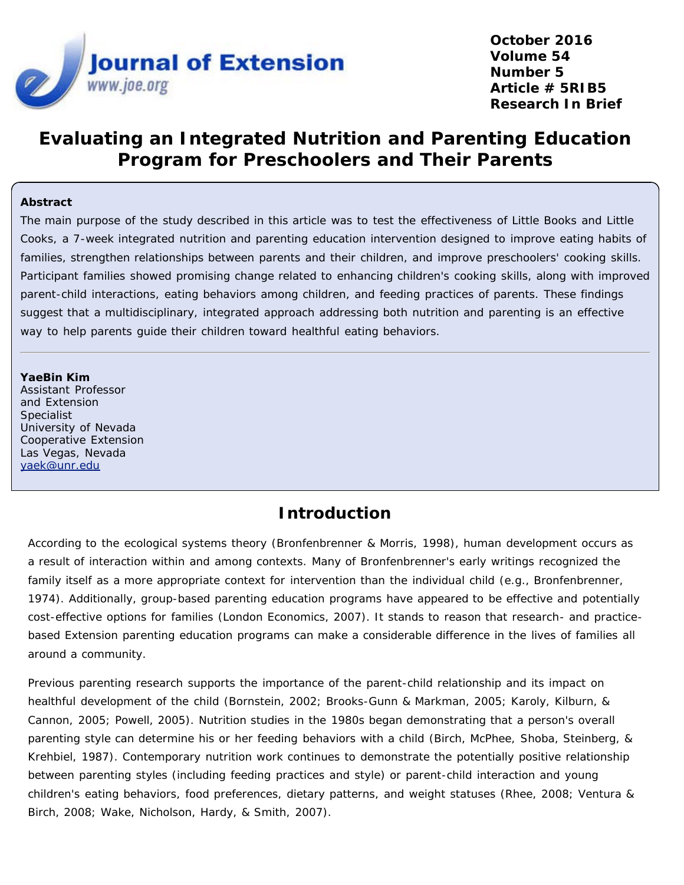# Evaluating an Integrated Nutrition and Parenting Education Program for Preschoolers and Their Parents

**Abstract**

The main purpose of the study described in this article was to test the effectiveness of Little Books and Little Cooks, a 7-week integrated nutrition and parenting education intervention designed to improve eating habits of families, strengthen relationships between parents and their children, and improve preschoolers' cooking skills. Participant families showed promising change related to enhancing children's cooking skills, along with improved parent-child interactions, eating behaviors among children, and feeding practices of parents. These findings suggest that a multidisciplinary, integrated approach addressing both nutrition and parenting is an effective way to help parents guide their children toward healthful eating behaviors.

---

**YaeBin Kim**
Assistant Professor and Extension Specialist
University of Nevada Cooperative Extension
Las Vegas, Nevada
yaek@unr.edu

## Introduction

According to the ecological systems theory (Bronfenbrenner & Morris, 1998), human development occurs as a result of interaction within and among contexts. Many of Bronfenbrenner's early writings recognized the family itself as a more appropriate context for intervention than the individual child (e.g., Bronfenbrenner, 1974). Additionally, group-based parenting education programs have appeared to be effective and potentially cost-effective options for families (London Economics, 2007). It stands to reason that research- and practice-based Extension parenting education programs can make a considerable difference in the lives of families all around a community.

Previous parenting research supports the importance of the parent-child relationship and its impact on healthful development of the child (Bornstein, 2002; Brooks-Gunn & Markman, 2005; Karoly, Kilburn, & Cannon, 2005; Powell, 2005). Nutrition studies in the 1980s began demonstrating that a person's overall parenting style can determine his or her feeding behaviors with a child (Birch, McPhee, Shoba, Steinberg, & Krehbiel, 1987). Contemporary nutrition work continues to demonstrate the potentially positive relationship between parenting styles (including feeding practices and style) or parent-child interaction and young children's eating behaviors, food preferences, dietary patterns, and weight statuses (Rhee, 2008; Ventura & Birch, 2008; Wake, Nicholson, Hardy, & Smith, 2007).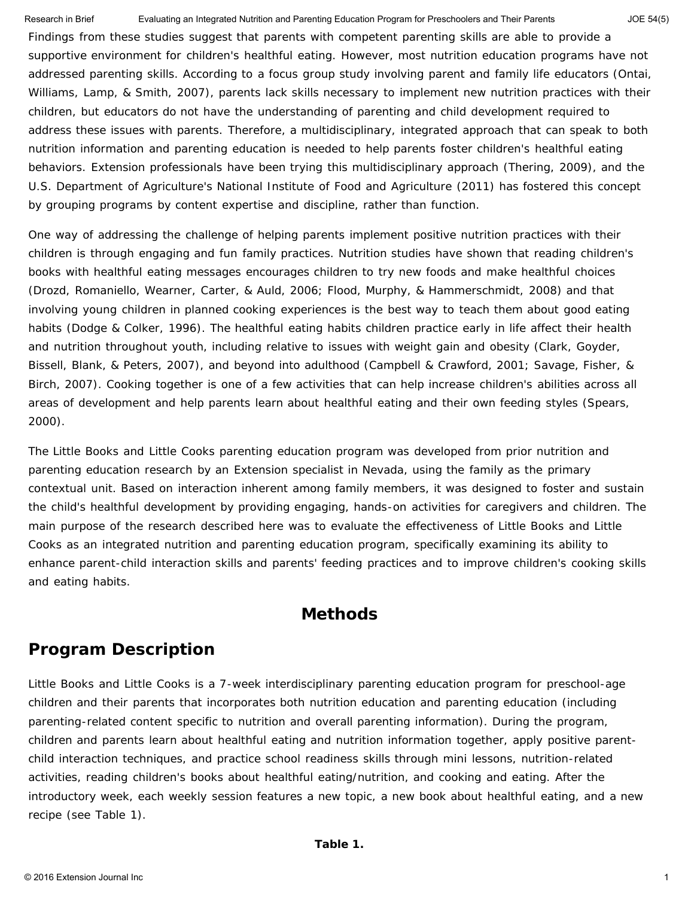Findings from these studies suggest that parents with competent parenting skills are able to provide a supportive environment for children's healthful eating. However, most nutrition education programs have not addressed parenting skills. According to a focus group study involving parent and family life educators (Ontai, Williams, Lamp, & Smith, 2007), parents lack skills necessary to implement new nutrition practices with their children, but educators do not have the understanding of parenting and child development required to address these issues with parents. Therefore, a multidisciplinary, integrated approach that can speak to both nutrition information and parenting education is needed to help parents foster children's healthful eating behaviors. Extension professionals have been trying this multidisciplinary approach (Thering, 2009), and the U.S. Department of Agriculture's National Institute of Food and Agriculture (2011) has fostered this concept by grouping programs by content expertise and discipline, rather than function.

One way of addressing the challenge of helping parents implement positive nutrition practices with their children is through engaging and fun family practices. Nutrition studies have shown that reading children's books with healthful eating messages encourages children to try new foods and make healthful choices (Drozd, Romaniello, Wearner, Carter, & Auld, 2006; Flood, Murphy, & Hammerschmidt, 2008) and that involving young children in planned cooking experiences is the best way to teach them about good eating habits (Dodge & Colker, 1996). The healthful eating habits children practice early in life affect their health and nutrition throughout youth, including relative to issues with weight gain and obesity (Clark, Goyder, Bissell, Blank, & Peters, 2007), and beyond into adulthood (Campbell & Crawford, 2001; Savage, Fisher, & Birch, 2007). Cooking together is one of a few activities that can help increase children's abilities across all areas of development and help parents learn about healthful eating and their own feeding styles (Spears, 2000).

The Little Books and Little Cooks parenting education program was developed from prior nutrition and parenting education research by an Extension specialist in Nevada, using the family as the primary contextual unit. Based on interaction inherent among family members, it was designed to foster and sustain the child's healthful development by providing engaging, hands-on activities for caregivers and children. The main purpose of the research described here was to evaluate the effectiveness of Little Books and Little Cooks as an integrated nutrition and parenting education program, specifically examining its ability to enhance parent-child interaction skills and parents' feeding practices and to improve children's cooking skills and eating habits.

# Methods

## Program Description

Little Books and Little Cooks is a 7-week interdisciplinary parenting education program for preschool-age children and their parents that incorporates both nutrition education and parenting education (including parenting-related content specific to nutrition and overall parenting information). During the program, children and parents learn about healthful eating and nutrition information together, apply positive parent-child interaction techniques, and practice school readiness skills through mini lessons, nutrition-related activities, reading children's books about healthful eating/nutrition, and cooking and eating. After the introductory week, each weekly session features a new topic, a new book about healthful eating, and a new recipe (see Table 1).

**Table 1.**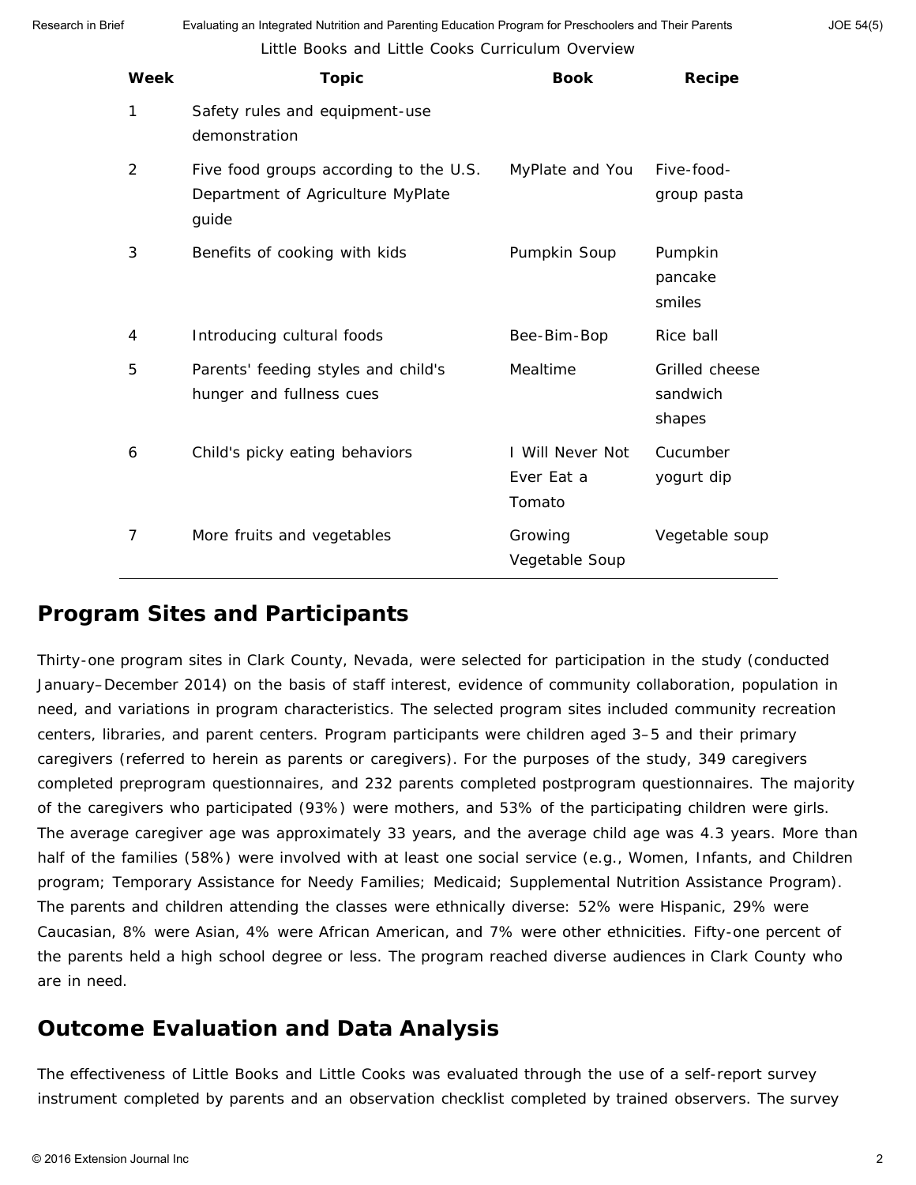Little Books and Little Cooks Curriculum Overview

| Week | Topic | Book | Recipe |
| --- | --- | --- | --- |
| 1 | Safety rules and equipment-use demonstration | | |
| 2 | Five food groups according to the U.S. Department of Agriculture MyPlate guide | MyPlate and You | Five-food-group pasta |
| 3 | Benefits of cooking with kids | Pumpkin Soup | Pumpkin pancake smiles |
| 4 | Introducing cultural foods | Bee-Bim-Bop | Rice ball |
| 5 | Parents' feeding styles and child's hunger and fullness cues | Mealtime | Grilled cheese sandwich shapes |
| 6 | Child's picky eating behaviors | I Will Never Not Ever Eat a Tomato | Cucumber yogurt dip |
| 7 | More fruits and vegetables | Growing Vegetable Soup | Vegetable soup |

## Program Sites and Participants

Thirty-one program sites in Clark County, Nevada, were selected for participation in the study (conducted January–December 2014) on the basis of staff interest, evidence of community collaboration, population in need, and variations in program characteristics. The selected program sites included community recreation centers, libraries, and parent centers. Program participants were children aged 3–5 and their primary caregivers (referred to herein as parents or caregivers). For the purposes of the study, 349 caregivers completed preprogram questionnaires, and 232 parents completed postprogram questionnaires. The majority of the caregivers who participated (93%) were mothers, and 53% of the participating children were girls. The average caregiver age was approximately 33 years, and the average child age was 4.3 years. More than half of the families (58%) were involved with at least one social service (e.g., Women, Infants, and Children program; Temporary Assistance for Needy Families; Medicaid; Supplemental Nutrition Assistance Program). The parents and children attending the classes were ethnically diverse: 52% were Hispanic, 29% were Caucasian, 8% were Asian, 4% were African American, and 7% were other ethnicities. Fifty-one percent of the parents held a high school degree or less. The program reached diverse audiences in Clark County who are in need.

## Outcome Evaluation and Data Analysis

The effectiveness of Little Books and Little Cooks was evaluated through the use of a self-report survey instrument completed by parents and an observation checklist completed by trained observers. The survey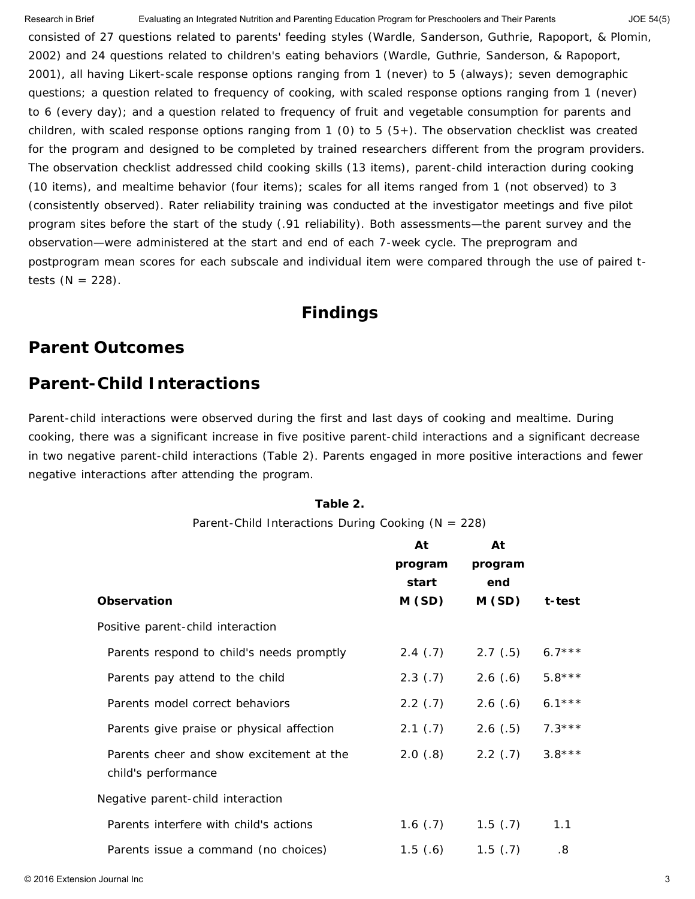consisted of 27 questions related to parents' feeding styles (Wardle, Sanderson, Guthrie, Rapoport, & Plomin, 2002) and 24 questions related to children's eating behaviors (Wardle, Guthrie, Sanderson, & Rapoport, 2001), all having Likert-scale response options ranging from 1 (never) to 5 (always); seven demographic questions; a question related to frequency of cooking, with scaled response options ranging from 1 (never) to 6 (every day); and a question related to frequency of fruit and vegetable consumption for parents and children, with scaled response options ranging from 1 (0) to 5 (5+). The observation checklist was created for the program and designed to be completed by trained researchers different from the program providers. The observation checklist addressed child cooking skills (13 items), parent-child interaction during cooking (10 items), and mealtime behavior (four items); scales for all items ranged from 1 (not observed) to 3 (consistently observed). Rater reliability training was conducted at the investigator meetings and five pilot program sites before the start of the study (.91 reliability). Both assessments—the parent survey and the observation—were administered at the start and end of each 7-week cycle. The preprogram and postprogram mean scores for each subscale and individual item were compared through the use of paired t-tests (N = 228).

# Findings

## Parent Outcomes

## Parent-Child Interactions

Parent-child interactions were observed during the first and last days of cooking and mealtime. During cooking, there was a significant increase in five positive parent-child interactions and a significant decrease in two negative parent-child interactions (Table 2). Parents engaged in more positive interactions and fewer negative interactions after attending the program.

**Table 2.**

Parent-Child Interactions During Cooking (N = 228)

| Observation | At program start M (SD) | At program end M (SD) | t-test |
|---|---|---|---|
| Positive parent-child interaction | | | |
| Parents respond to child's needs promptly | 2.4 (.7) | 2.7 (.5) | 6.7*** |
| Parents pay attend to the child | 2.3 (.7) | 2.6 (.6) | 5.8*** |
| Parents model correct behaviors | 2.2 (.7) | 2.6 (.6) | 6.1*** |
| Parents give praise or physical affection | 2.1 (.7) | 2.6 (.5) | 7.3*** |
| Parents cheer and show excitement at the child's performance | 2.0 (.8) | 2.2 (.7) | 3.8*** |
| Negative parent-child interaction | | | |
| Parents interfere with child's actions | 1.6 (.7) | 1.5 (.7) | 1.1 |
| Parents issue a command (no choices) | 1.5 (.6) | 1.5 (.7) | .8 |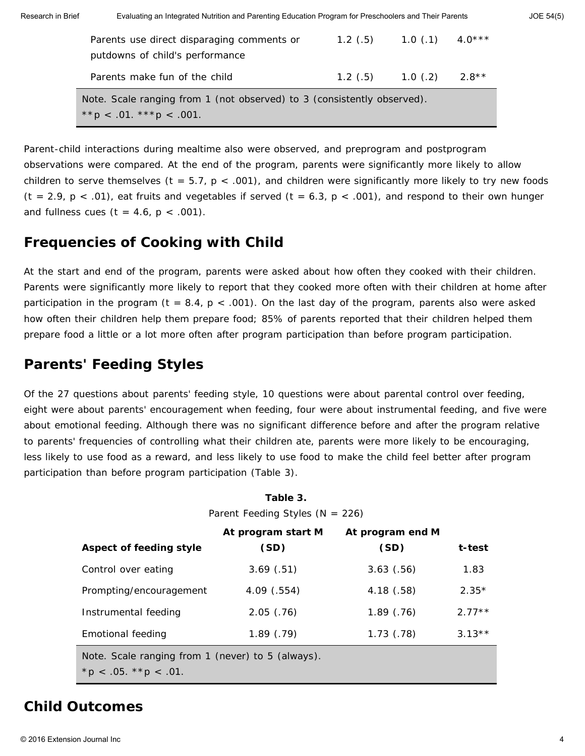| | | | |
|---|---|---|---|
| Parents use direct disparaging comments or putdowns of child's performance | 1.2 (.5) | 1.0 (.1) | 4.0*** |
| Parents make fun of the child | 1.2 (.5) | 1.0 (.2) | 2.8** |

Note. Scale ranging from 1 (not observed) to 3 (consistently observed).
**p < .01. ***p < .001.

Parent-child interactions during mealtime also were observed, and preprogram and postprogram observations were compared. At the end of the program, parents were significantly more likely to allow children to serve themselves ($t = 5.7$, $p < .001$), and children were significantly more likely to try new foods ($t = 2.9$, $p < .01$), eat fruits and vegetables if served ($t = 6.3$, $p < .001$), and respond to their own hunger and fullness cues ($t = 4.6$, $p < .001$).

## Frequencies of Cooking with Child

At the start and end of the program, parents were asked about how often they cooked with their children. Parents were significantly more likely to report that they cooked more often with their children at home after participation in the program ($t = 8.4$, $p < .001$). On the last day of the program, parents also were asked how often their children help them prepare food; 85% of parents reported that their children helped them prepare food a little or a lot more often after program participation than before program participation.

## Parents' Feeding Styles

Of the 27 questions about parents' feeding style, 10 questions were about parental control over feeding, eight were about parents' encouragement when feeding, four were about instrumental feeding, and five were about emotional feeding. Although there was no significant difference before and after the program relative to parents' frequencies of controlling what their children ate, parents were more likely to be encouraging, less likely to use food as a reward, and less likely to use food to make the child feel better after program participation than before program participation (Table 3).

**Table 3.**
Parent Feeding Styles (N = 226)

| Aspect of feeding style | At program start M (SD) | At program end M (SD) | t-test |
|---|---|---|---|
| Control over eating | 3.69 (.51) | 3.63 (.56) | 1.83 |
| Prompting/encouragement | 4.09 (.554) | 4.18 (.58) | 2.35* |
| Instrumental feeding | 2.05 (.76) | 1.89 (.76) | 2.77** |
| Emotional feeding | 1.89 (.79) | 1.73 (.78) | 3.13** |

Note. Scale ranging from 1 (never) to 5 (always).
*p < .05. **p < .01.

## Child Outcomes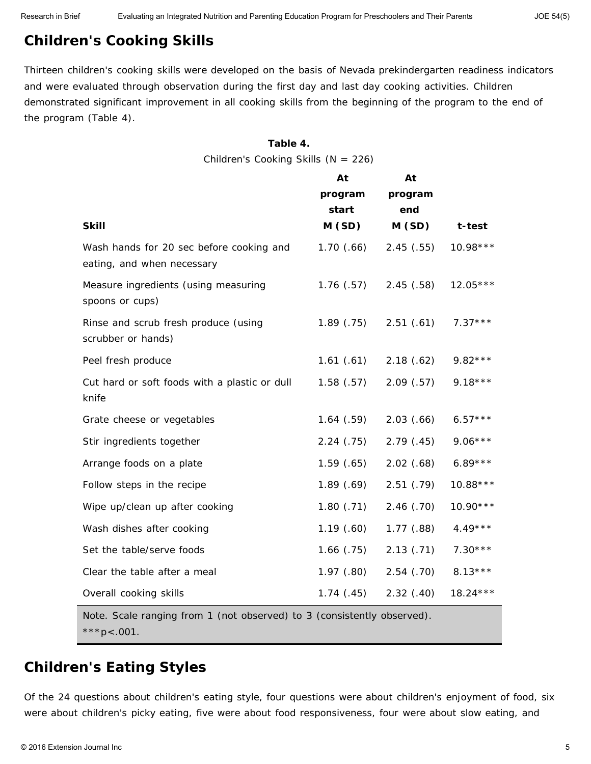## Children's Cooking Skills

Thirteen children's cooking skills were developed on the basis of Nevada prekindergarten readiness indicators and were evaluated through observation during the first day and last day cooking activities. Children demonstrated significant improvement in all cooking skills from the beginning of the program to the end of the program (Table 4).

**Table 4.**

Children's Cooking Skills (N = 226)

| Skill | At program start M (SD) | At program end M (SD) | t-test |
|---|---|---|---|
| Wash hands for 20 sec before cooking and eating, and when necessary | 1.70 (.66) | 2.45 (.55) | 10.98*** |
| Measure ingredients (using measuring spoons or cups) | 1.76 (.57) | 2.45 (.58) | 12.05*** |
| Rinse and scrub fresh produce (using scrubber or hands) | 1.89 (.75) | 2.51 (.61) | 7.37*** |
| Peel fresh produce | 1.61 (.61) | 2.18 (.62) | 9.82*** |
| Cut hard or soft foods with a plastic or dull knife | 1.58 (.57) | 2.09 (.57) | 9.18*** |
| Grate cheese or vegetables | 1.64 (.59) | 2.03 (.66) | 6.57*** |
| Stir ingredients together | 2.24 (.75) | 2.79 (.45) | 9.06*** |
| Arrange foods on a plate | 1.59 (.65) | 2.02 (.68) | 6.89*** |
| Follow steps in the recipe | 1.89 (.69) | 2.51 (.79) | 10.88*** |
| Wipe up/clean up after cooking | 1.80 (.71) | 2.46 (.70) | 10.90*** |
| Wash dishes after cooking | 1.19 (.60) | 1.77 (.88) | 4.49*** |
| Set the table/serve foods | 1.66 (.75) | 2.13 (.71) | 7.30*** |
| Clear the table after a meal | 1.97 (.80) | 2.54 (.70) | 8.13*** |
| Overall cooking skills | 1.74 (.45) | 2.32 (.40) | 18.24*** |

Note. Scale ranging from 1 (not observed) to 3 (consistently observed).
***p<.001.

## Children's Eating Styles

Of the 24 questions about children's eating style, four questions were about children's enjoyment of food, six were about children's picky eating, five were about food responsiveness, four were about slow eating, and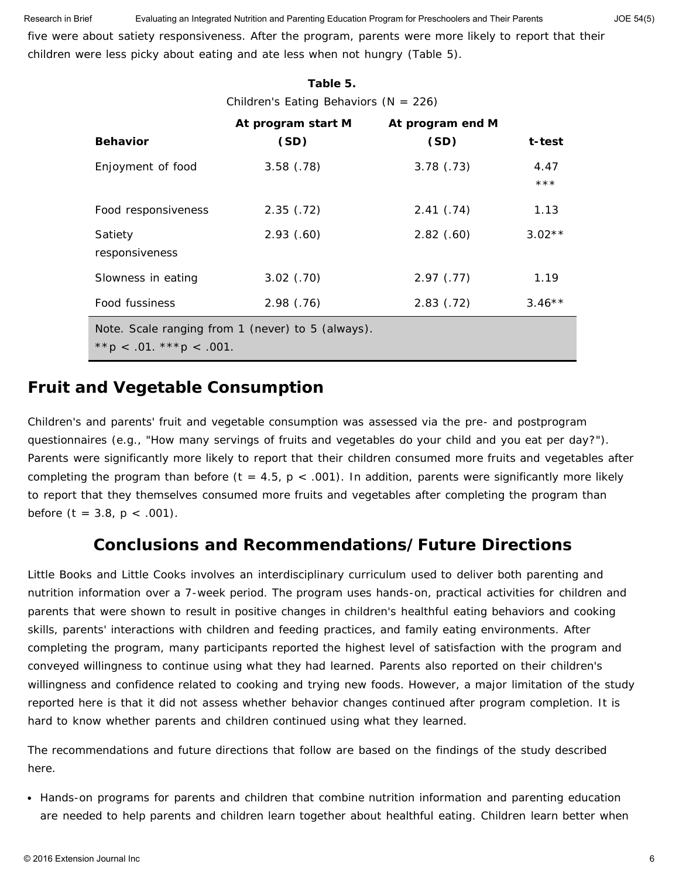five were about satiety responsiveness. After the program, parents were more likely to report that their children were less picky about eating and ate less when not hungry (Table 5).

**Table 5.**

Children's Eating Behaviors (N = 226)

| Behavior | At program start M (SD) | At program end M (SD) | t-test |
|---|---|---|---|
| Enjoyment of food | 3.58 (.78) | 3.78 (.73) | 4.47*** |
| Food responsiveness | 2.35 (.72) | 2.41 (.74) | 1.13 |
| Satiety responsiveness | 2.93 (.60) | 2.82 (.60) | 3.02** |
| Slowness in eating | 3.02 (.70) | 2.97 (.77) | 1.19 |
| Food fussiness | 2.98 (.76) | 2.83 (.72) | 3.46** |

Note. Scale ranging from 1 (never) to 5 (always).
**$p < .01$. ***$p < .001$.

## Fruit and Vegetable Consumption

Children's and parents' fruit and vegetable consumption was assessed via the pre- and postprogram questionnaires (e.g., "How many servings of fruits and vegetables do your child and you eat per day?"). Parents were significantly more likely to report that their children consumed more fruits and vegetables after completing the program than before ($t = 4.5$, $p < .001$). In addition, parents were significantly more likely to report that they themselves consumed more fruits and vegetables after completing the program than before ($t = 3.8$, $p < .001$).

## Conclusions and Recommendations/Future Directions

Little Books and Little Cooks involves an interdisciplinary curriculum used to deliver both parenting and nutrition information over a 7-week period. The program uses hands-on, practical activities for children and parents that were shown to result in positive changes in children's healthful eating behaviors and cooking skills, parents' interactions with children and feeding practices, and family eating environments. After completing the program, many participants reported the highest level of satisfaction with the program and conveyed willingness to continue using what they had learned. Parents also reported on their children's willingness and confidence related to cooking and trying new foods. However, a major limitation of the study reported here is that it did not assess whether behavior changes continued after program completion. It is hard to know whether parents and children continued using what they learned.

The recommendations and future directions that follow are based on the findings of the study described here.

- Hands-on programs for parents and children that combine nutrition information and parenting education are needed to help parents and children learn together about healthful eating. Children learn better when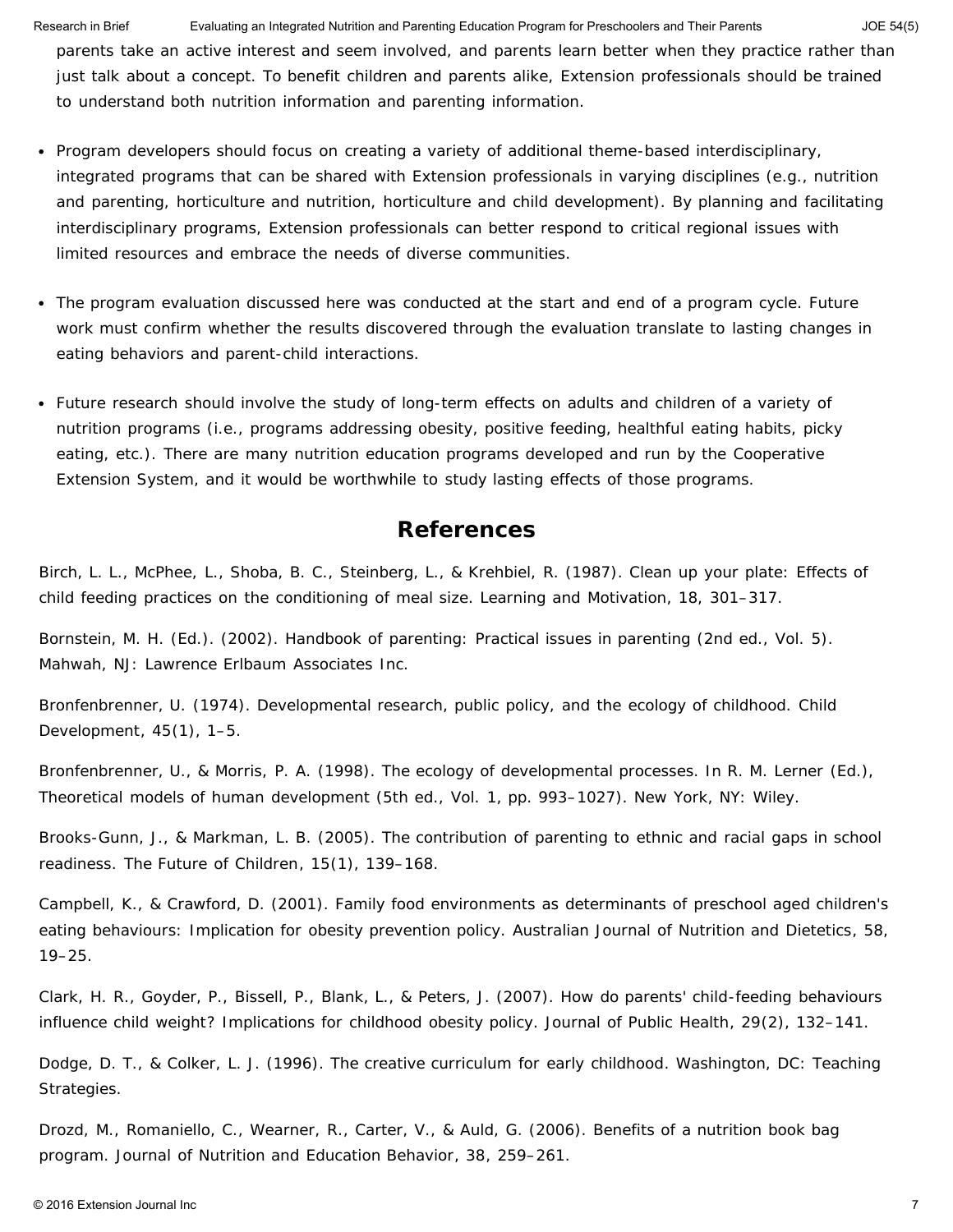parents take an active interest and seem involved, and parents learn better when they practice rather than just talk about a concept. To benefit children and parents alike, Extension professionals should be trained to understand both nutrition information and parenting information.

- Program developers should focus on creating a variety of additional theme-based interdisciplinary, integrated programs that can be shared with Extension professionals in varying disciplines (e.g., nutrition and parenting, horticulture and nutrition, horticulture and child development). By planning and facilitating interdisciplinary programs, Extension professionals can better respond to critical regional issues with limited resources and embrace the needs of diverse communities.

- The program evaluation discussed here was conducted at the start and end of a program cycle. Future work must confirm whether the results discovered through the evaluation translate to lasting changes in eating behaviors and parent-child interactions.

- Future research should involve the study of long-term effects on adults and children of a variety of nutrition programs (i.e., programs addressing obesity, positive feeding, healthful eating habits, picky eating, etc.). There are many nutrition education programs developed and run by the Cooperative Extension System, and it would be worthwhile to study lasting effects of those programs.

## References

Birch, L. L., McPhee, L., Shoba, B. C., Steinberg, L., & Krehbiel, R. (1987). Clean up your plate: Effects of child feeding practices on the conditioning of meal size. Learning and Motivation, 18, 301–317.

Bornstein, M. H. (Ed.). (2002). Handbook of parenting: Practical issues in parenting (2nd ed., Vol. 5). Mahwah, NJ: Lawrence Erlbaum Associates Inc.

Bronfenbrenner, U. (1974). Developmental research, public policy, and the ecology of childhood. Child Development, 45(1), 1–5.

Bronfenbrenner, U., & Morris, P. A. (1998). The ecology of developmental processes. In R. M. Lerner (Ed.), Theoretical models of human development (5th ed., Vol. 1, pp. 993–1027). New York, NY: Wiley.

Brooks-Gunn, J., & Markman, L. B. (2005). The contribution of parenting to ethnic and racial gaps in school readiness. The Future of Children, 15(1), 139–168.

Campbell, K., & Crawford, D. (2001). Family food environments as determinants of preschool aged children's eating behaviours: Implication for obesity prevention policy. Australian Journal of Nutrition and Dietetics, 58, 19–25.

Clark, H. R., Goyder, P., Bissell, P., Blank, L., & Peters, J. (2007). How do parents' child-feeding behaviours influence child weight? Implications for childhood obesity policy. Journal of Public Health, 29(2), 132–141.

Dodge, D. T., & Colker, L. J. (1996). The creative curriculum for early childhood. Washington, DC: Teaching Strategies.

Drozd, M., Romaniello, C., Wearner, R., Carter, V., & Auld, G. (2006). Benefits of a nutrition book bag program. Journal of Nutrition and Education Behavior, 38, 259–261.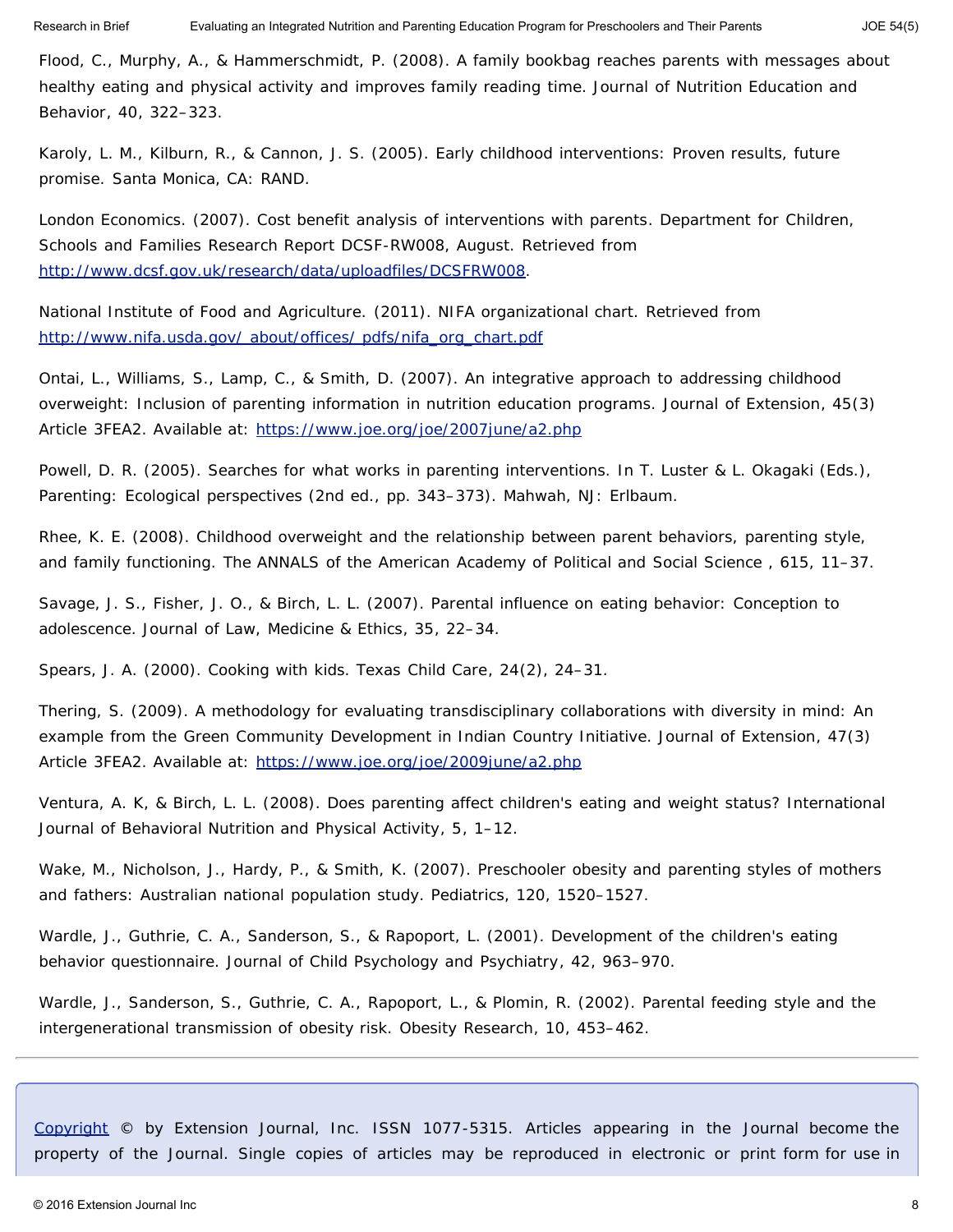Flood, C., Murphy, A., & Hammerschmidt, P. (2008). A family bookbag reaches parents with messages about healthy eating and physical activity and improves family reading time. Journal of Nutrition Education and Behavior, 40, 322–323.

Karoly, L. M., Kilburn, R., & Cannon, J. S. (2005). Early childhood interventions: Proven results, future promise. Santa Monica, CA: RAND.

London Economics. (2007). Cost benefit analysis of interventions with parents. Department for Children, Schools and Families Research Report DCSF-RW008, August. Retrieved from [http://www.dcsf.gov.uk/research/data/uploadfiles/DCSFRW008](http://www.dcsf.gov.uk/research/data/uploadfiles/DCSFRW008).

National Institute of Food and Agriculture. (2011). NIFA organizational chart. Retrieved from [http://www.nifa.usda.gov/_about/offices/_pdfs/nifa_org_chart.pdf](http://www.nifa.usda.gov/_about/offices/_pdfs/nifa_org_chart.pdf)

Ontai, L., Williams, S., Lamp, C., & Smith, D. (2007). An integrative approach to addressing childhood overweight: Inclusion of parenting information in nutrition education programs. Journal of Extension, 45(3) Article 3FEA2. Available at: [https://www.joe.org/joe/2007june/a2.php](https://www.joe.org/joe/2007june/a2.php)

Powell, D. R. (2005). Searches for what works in parenting interventions. In T. Luster & L. Okagaki (Eds.), Parenting: Ecological perspectives (2nd ed., pp. 343–373). Mahwah, NJ: Erlbaum.

Rhee, K. E. (2008). Childhood overweight and the relationship between parent behaviors, parenting style, and family functioning. The ANNALS of the American Academy of Political and Social Science , 615, 11–37.

Savage, J. S., Fisher, J. O., & Birch, L. L. (2007). Parental influence on eating behavior: Conception to adolescence. Journal of Law, Medicine & Ethics, 35, 22–34.

Spears, J. A. (2000). Cooking with kids. Texas Child Care, 24(2), 24–31.

Thering, S. (2009). A methodology for evaluating transdisciplinary collaborations with diversity in mind: An example from the Green Community Development in Indian Country Initiative. Journal of Extension, 47(3) Article 3FEA2. Available at: [https://www.joe.org/joe/2009june/a2.php](https://www.joe.org/joe/2009june/a2.php)

Ventura, A. K, & Birch, L. L. (2008). Does parenting affect children's eating and weight status? International Journal of Behavioral Nutrition and Physical Activity, 5, 1–12.

Wake, M., Nicholson, J., Hardy, P., & Smith, K. (2007). Preschooler obesity and parenting styles of mothers and fathers: Australian national population study. Pediatrics, 120, 1520–1527.

Wardle, J., Guthrie, C. A., Sanderson, S., & Rapoport, L. (2001). Development of the children's eating behavior questionnaire. Journal of Child Psychology and Psychiatry, 42, 963–970.

Wardle, J., Sanderson, S., Guthrie, C. A., Rapoport, L., & Plomin, R. (2002). Parental feeding style and the intergenerational transmission of obesity risk. Obesity Research, 10, 453–462.

---

[Copyright]() © by Extension Journal, Inc. ISSN 1077-5315. Articles appearing in the Journal become the property of the Journal. Single copies of articles may be reproduced in electronic or print form for use in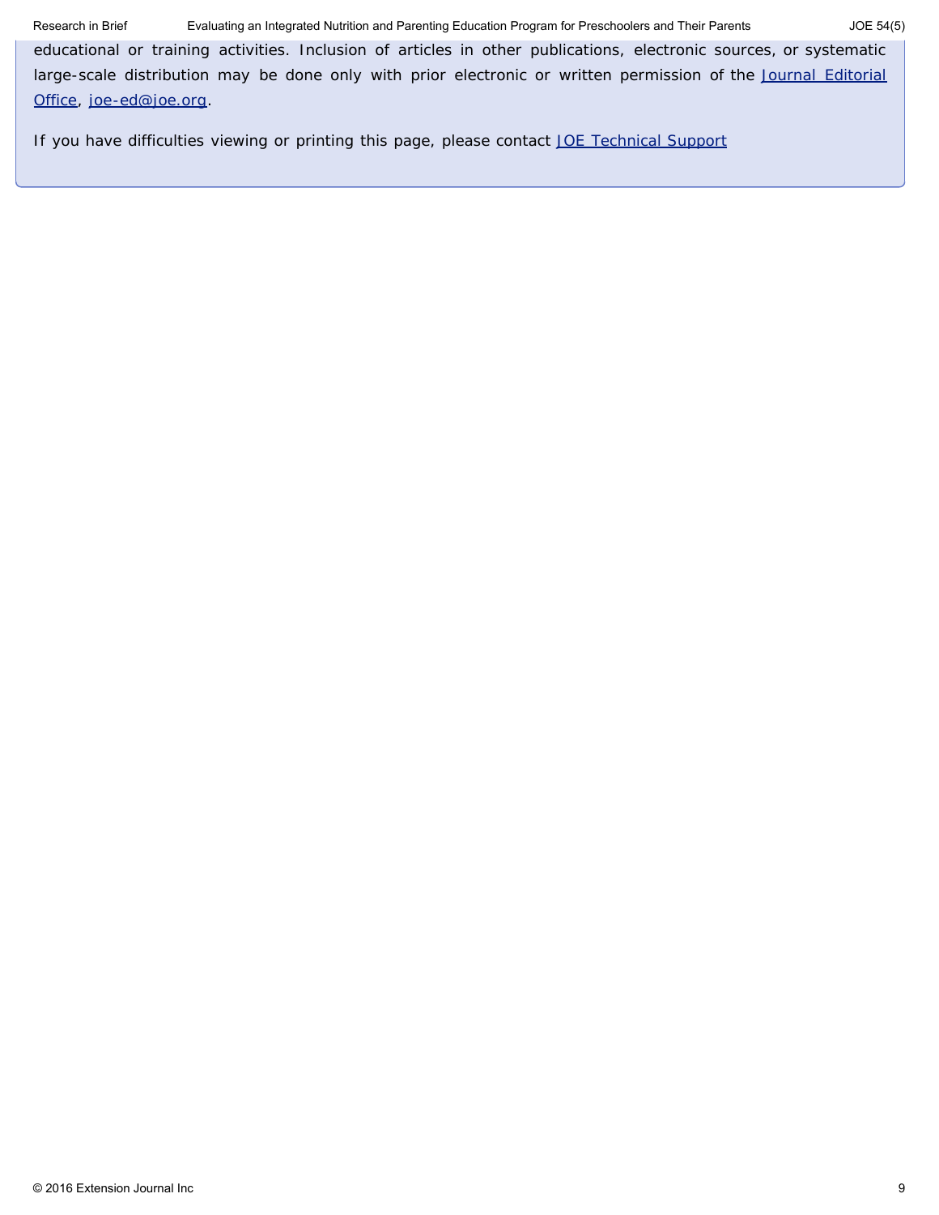educational or training activities. Inclusion of articles in other publications, electronic sources, or systematic large-scale distribution may be done only with prior electronic or written permission of the Journal Editorial Office, joe-ed@joe.org.

If you have difficulties viewing or printing this page, please contact JOE Technical Support